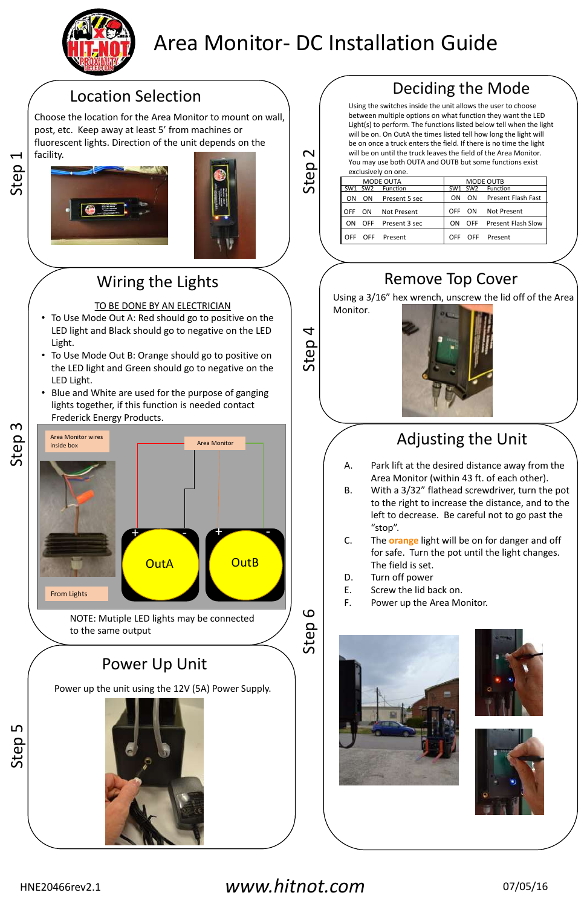# Area Monitor- DC Installation Guide

## Step 1 — Location Selection

Choose the location for the Area Monitor to mount on wall, post, etc. Keep away at least 5′ from machines or fluorescent lights. Direction of the unit depends on the facility.

## Step 2 — Deciding the Mode

Using the switches inside the unit allows the user to choose between multiple options on what function they want the LED Light(s) to perform. The functions listed below tell when the light will be on. On OutA the times listed tell how long the light will be on once a truck enters the field. If there is no time the light will be on until the truck leaves the field of the Area Monitor. You may use both OUTA and OUTB but some functions exist exclusively on one.

| MODE OUTA | | | MODE OUTB | | |
|---|---|---|---|---|---|
| SW1 | SW2 | Function | SW1 | SW2 | Function |
| ON | ON | Present 5 sec | ON | ON | Present Flash Fast |
| OFF | ON | Not Present | OFF | ON | Not Present |
| ON | OFF | Present 3 sec | ON | OFF | Present Flash Slow |
| OFF | OFF | Present | OFF | OFF | Present |

## Step 3 — Wiring the Lights

TO BE DONE BY AN ELECTRICIAN

- To Use Mode Out A: Red should go to positive on the LED light and Black should go to negative on the LED Light.
- To Use Mode Out B: Orange should go to positive on the LED light and Green should go to negative on the LED Light.
- Blue and White are used for the purpose of ganging lights together, if this function is needed contact Frederick Energy Products.

Area Monitor wires inside box

Area Monitor

OutA + -

OutB + -

From Lights

NOTE: Mutiple LED lights may be connected to the same output

## Step 4 — Remove Top Cover

Using a 3/16” hex wrench, unscrew the lid off of the Area Monitor.

## Step 5 — Power Up Unit

Power up the unit using the 12V (5A) Power Supply.

## Step 6 — Adjusting the Unit

A. Park lift at the desired distance away from the Area Monitor (within 43 ft. of each other).

B. With a 3/32” flathead screwdriver, turn the pot to the right to increase the distance, and to the left to decrease. Be careful not to go past the “stop”.

C. The orange light will be on for danger and off for safe. Turn the pot until the light changes. The field is set.

D. Turn off power

E. Screw the lid back on.

F. Power up the Area Monitor.

HNE20466rev2.1 www.hitnot.com 07/05/16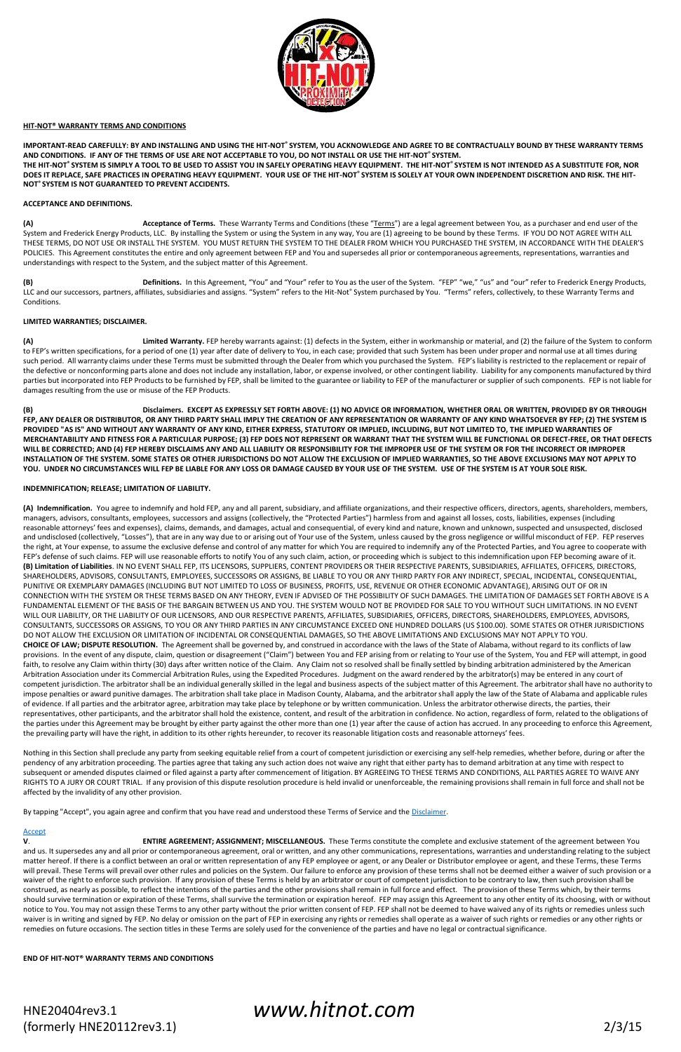**HIT-NOT® WARRANTY TERMS AND CONDITIONS**

**IMPORTANT-READ CAREFULLY: BY AND INSTALLING AND USING THE HIT-NOT® SYSTEM, YOU ACKNOWLEDGE AND AGREE TO BE CONTRACTUALLY BOUND BY THESE WARRANTY TERMS AND CONDITIONS. IF ANY OF THE TERMS OF USE ARE NOT ACCEPTABLE TO YOU, DO NOT INSTALL OR USE THE HIT-NOT® SYSTEM.**
**THE HIT-NOT® SYSTEM IS SIMPLY A TOOL TO BE USED TO ASSIST YOU IN SAFELY OPERATING HEAVY EQUIPMENT. THE HIT-NOT® SYSTEM IS NOT INTENDED AS A SUBSTITUTE FOR, NOR DOES IT REPLACE, SAFE PRACTICES IN OPERATING HEAVY EQUIPMENT. YOUR USE OF THE HIT-NOT® SYSTEM IS SOLELY AT YOUR OWN INDEPENDENT DISCRETION AND RISK. THE HIT-NOT® SYSTEM IS NOT GUARANTEED TO PREVENT ACCIDENTS.**

**ACCEPTANCE AND DEFINITIONS.**

**(A) Acceptance of Terms.** These Warranty Terms and Conditions (these "Terms") are a legal agreement between You, as a purchaser and end user of the System and Frederick Energy Products, LLC. By installing the System or using the System in any way, You are (1) agreeing to be bound by these Terms. IF YOU DO NOT AGREE WITH ALL THESE TERMS, DO NOT USE OR INSTALL THE SYSTEM. YOU MUST RETURN THE SYSTEM TO THE DEALER FROM WHICH YOU PURCHASED THE SYSTEM, IN ACCORDANCE WITH THE DEALER'S POLICIES. This Agreement constitutes the entire and only agreement between FEP and You and supersedes all prior or contemporaneous agreements, representations, warranties and understandings with respect to the System, and the subject matter of this Agreement.

**(B) Definitions.** In this Agreement, "You" and "Your" refer to You as the user of the System. "FEP" "we," "us" and "our" refer to Frederick Energy Products, LLC and our successors, partners, affiliates, subsidiaries and assigns. "System" refers to the Hit-Not® System purchased by You. "Terms" refers, collectively, to these Warranty Terms and Conditions.

**LIMITED WARRANTIES; DISCLAIMER.**

**(A) Limited Warranty.** FEP hereby warrants against: (1) defects in the System, either in workmanship or material, and (2) the failure of the System to conform to FEP's written specifications, for a period of one (1) year after date of delivery to You, in each case; provided that such System has been under proper and normal use at all times during such period. All warranty claims under these Terms must be submitted through the Dealer from which you purchased the System. FEP's liability is restricted to the replacement or repair of the defective or nonconforming parts alone and does not include any installation, labor, or expense involved, or other contingent liability. Liability for any components manufactured by third parties but incorporated into FEP Products to be furnished by FEP, shall be limited to the guarantee or liability to FEP of the manufacturer or supplier of such components. FEP is not liable for damages resulting from the use or misuse of the FEP Products.

**(B) Disclaimers. EXCEPT AS EXPRESSLY SET FORTH ABOVE: (1) NO ADVICE OR INFORMATION, WHETHER ORAL OR WRITTEN, PROVIDED BY OR THROUGH FEP, ANY DEALER OR DISTRIBUTOR, OR ANY THIRD PARTY SHALL IMPLY THE CREATION OF ANY REPRESENTATION OR WARRANTY OF ANY KIND WHATSOEVER BY FEP; (2) THE SYSTEM IS PROVIDED "AS IS" AND WITHOUT ANY WARRANTY OF ANY KIND, EITHER EXPRESS, STATUTORY OR IMPLIED, INCLUDING, BUT NOT LIMITED TO, THE IMPLIED WARRANTIES OF MERCHANTABILITY AND FITNESS FOR A PARTICULAR PURPOSE; (3) FEP DOES NOT REPRESENT OR WARRANT THAT THE SYSTEM WILL BE FUNCTIONAL OR DEFECT-FREE, OR THAT DEFECTS WILL BE CORRECTED; AND (4) FEP HEREBY DISCLAIMS ANY AND ALL LIABILITY OR RESPONSIBILITY FOR THE IMPROPER USE OF THE SYSTEM OR FOR THE INCORRECT OR IMPROPER INSTALLATION OF THE SYSTEM. SOME STATES OR OTHER JURISDICTIONS DO NOT ALLOW THE EXCLUSION OF IMPLIED WARRANTIES, SO THE ABOVE EXCLUSIONS MAY NOT APPLY TO YOU. UNDER NO CIRCUMSTANCES WILL FEP BE LIABLE FOR ANY LOSS OR DAMAGE CAUSED BY YOUR USE OF THE SYSTEM. USE OF THE SYSTEM IS AT YOUR SOLE RISK.**

**INDEMNIFICATION; RELEASE; LIMITATION OF LIABILITY.**

**(A) Indemnification.** You agree to indemnify and hold FEP, any and all parent, subsidiary, and affiliate organizations, and their respective officers, directors, agents, shareholders, members, managers, advisors, consultants, employees, successors and assigns (collectively, the "Protected Parties") harmless from and against all losses, costs, liabilities, expenses (including reasonable attorneys' fees and expenses), claims, demands, and damages, actual and consequential, of every kind and nature, known and unknown, suspected and unsuspected, disclosed and undisclosed (collectively, "Losses"), that are in any way due to or arising out of Your use of the System, unless caused by the gross negligence or willful misconduct of FEP. FEP reserves the right, at Your expense, to assume the exclusive defense and control of any matter for which You are required to indemnify any of the Protected Parties, and You agree to cooperate with FEP's defense of such claims. FEP will use reasonable efforts to notify You of any such claim, action, or proceeding which is subject to this indemnification upon FEP becoming aware of it.
**(B) Limitation of Liabilities**. IN NO EVENT SHALL FEP, ITS LICENSORS, SUPPLIERS, CONTENT PROVIDERS OR THEIR RESPECTIVE PARENTS, SUBSIDIARIES, AFFILIATES, OFFICERS, DIRECTORS, SHAREHOLDERS, ADVISORS, CONSULTANTS, EMPLOYEES, SUCCESSORS OR ASSIGNS, BE LIABLE TO YOU OR ANY THIRD PARTY FOR ANY INDIRECT, SPECIAL, INCIDENTAL, CONSEQUENTIAL, PUNITIVE OR EXEMPLARY DAMAGES (INCLUDING BUT NOT LIMITED TO LOSS OF BUSINESS, PROFITS, USE, REVENUE OR OTHER ECONOMIC ADVANTAGE), ARISING OUT OF OR IN CONNECTION WITH THE SYSTEM OR THESE TERMS BASED ON ANY THEORY, EVEN IF ADVISED OF THE POSSIBILITY OF SUCH DAMAGES. THE LIMITATION OF DAMAGES SET FORTH ABOVE IS A FUNDAMENTAL ELEMENT OF THE BASIS OF THE BARGAIN BETWEEN US AND YOU. THE SYSTEM WOULD NOT BE PROVIDED FOR SALE TO YOU WITHOUT SUCH LIMITATIONS. IN NO EVENT WILL OUR LIABILITY, OR THE LIABILITY OF OUR LICENSORS, AND OUR RESPECTIVE PARENTS, AFFILIATES, SUBSIDIARIES, OFFICERS, DIRECTORS, SHAREHOLDERS, EMPLOYEES, ADVISORS, CONSULTANTS, SUCCESSORS OR ASSIGNS, TO YOU OR ANY THIRD PARTIES IN ANY CIRCUMSTANCE EXCEED ONE HUNDRED DOLLARS (US $100.00). SOME STATES OR OTHER JURISDICTIONS DO NOT ALLOW THE EXCLUSION OR LIMITATION OF INCIDENTAL OR CONSEQUENTIAL DAMAGES, SO THE ABOVE LIMITATIONS AND EXCLUSIONS MAY NOT APPLY TO YOU.
**CHOICE OF LAW; DISPUTE RESOLUTION.** The Agreement shall be governed by, and construed in accordance with the laws of the State of Alabama, without regard to its conflicts of law provisions. In the event of any dispute, claim, question or disagreement ("Claim") between You and FEP arising from or relating to Your use of the System, You and FEP will attempt, in good faith, to resolve any Claim within thirty (30) days after written notice of the Claim. Any Claim not so resolved shall be finally settled by binding arbitration administered by the American Arbitration Association under its Commercial Arbitration Rules, using the Expedited Procedures. Judgment on the award rendered by the arbitrator(s) may be entered in any court of competent jurisdiction. The arbitrator shall be an individual generally skilled in the legal and business aspects of the subject matter of this Agreement. The arbitrator shall have no authority to impose penalties or award punitive damages. The arbitration shall take place in Madison County, Alabama, and the arbitrator shall apply the law of the State of Alabama and applicable rules of evidence. If all parties and the arbitrator agree, arbitration may take place by telephone or by written communication. Unless the arbitrator otherwise directs, the parties, their representatives, other participants, and the arbitrator shall hold the existence, content, and result of the arbitration in confidence. No action, regardless of form, related to the obligations of the parties under this Agreement may be brought by either party against the other more than one (1) year after the cause of action has accrued. In any proceeding to enforce this Agreement, the prevailing party will have the right, in addition to its other rights hereunder, to recover its reasonable litigation costs and reasonable attorneys' fees.

Nothing in this Section shall preclude any party from seeking equitable relief from a court of competent jurisdiction or exercising any self-help remedies, whether before, during or after the pendency of any arbitration proceeding. The parties agree that taking any such action does not waive any right that either party has to demand arbitration at any time with respect to subsequent or amended disputes claimed or filed against a party after commencement of litigation. BY AGREEING TO THESE TERMS AND CONDITIONS, ALL PARTIES AGREE TO WAIVE ANY RIGHTS TO A JURY OR COURT TRIAL. If any provision of this dispute resolution procedure is held invalid or unenforceable, the remaining provisions shall remain in full force and shall not be affected by the invalidity of any other provision.

By tapping "Accept", you again agree and confirm that you have read and understood these Terms of Service and the Disclaimer.

Accept

**V. ENTIRE AGREEMENT; ASSIGNMENT; MISCELLANEOUS.** These Terms constitute the complete and exclusive statement of the agreement between You and us. It supersedes any and all prior or contemporaneous agreement, oral or written, and any other communications, representations, warranties and understanding relating to the subject matter hereof. If there is a conflict between an oral or written representation of any FEP employee or agent, or any Dealer or Distributor employee or agent, and these Terms, these Terms will prevail. These Terms will prevail over other rules and policies on the System. Our failure to enforce any provision of these terms shall not be deemed either a waiver of such provision or a waiver of the right to enforce such provision. If any provision of these Terms is held by an arbitrator or court of competent jurisdiction to be contrary to law, then such provision shall be construed, as nearly as possible, to reflect the intentions of the parties and the other provisions shall remain in full force and effect. The provision of these Terms which, by their terms should survive termination or expiration of these Terms, shall survive the termination or expiration hereof. FEP may assign this Agreement to any other entity of its choosing, with or without notice to You. You may not assign these Terms to any other party without the prior written consent of FEP. FEP shall not be deemed to have waived any of its rights or remedies unless such waiver is in writing and signed by FEP. No delay or omission on the part of FEP in exercising any rights or remedies shall operate as a waiver of such rights or remedies or any other rights or remedies on future occasions. The section titles in these Terms are solely used for the convenience of the parties and have no legal or contractual significance.

**END OF HIT-NOT® WARRANTY TERMS AND CONDITIONS**

HNE20404rev3.1
(formerly HNE20112rev3.1)

*www.hitnot.com*

2/3/15